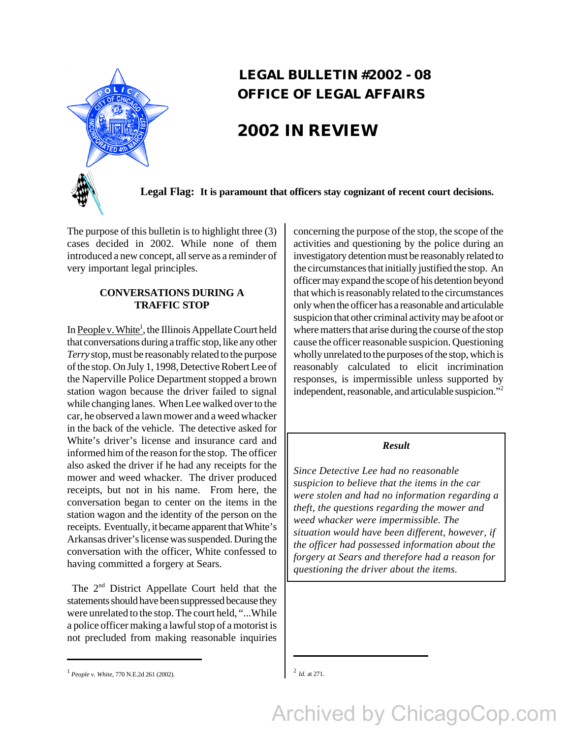# LEGAL BULLETIN #2002 - 08
# OFFICE OF LEGAL AFFAIRS

# 2002 IN REVIEW

**Legal Flag: It is paramount that officers stay cognizant of recent court decisions.**

The purpose of this bulletin is to highlight three (3) cases decided in 2002. While none of them introduced a new concept, all serve as a reminder of very important legal principles.

## CONVERSATIONS DURING A TRAFFIC STOP

In People v. White[1], the Illinois Appellate Court held that conversations during a traffic stop, like any other *Terry* stop, must be reasonably related to the purpose of the stop. On July 1, 1998, Detective Robert Lee of the Naperville Police Department stopped a brown station wagon because the driver failed to signal while changing lanes. When Lee walked over to the car, he observed a lawn mower and a weed whacker in the back of the vehicle. The detective asked for White's driver's license and insurance card and informed him of the reason for the stop. The officer also asked the driver if he had any receipts for the mower and weed whacker. The driver produced receipts, but not in his name. From here, the conversation began to center on the items in the station wagon and the identity of the person on the receipts. Eventually, it became apparent that White's Arkansas driver's license was suspended. During the conversation with the officer, White confessed to having committed a forgery at Sears.

The 2nd District Appellate Court held that the statements should have been suppressed because they were unrelated to the stop. The court held, "...While a police officer making a lawful stop of a motorist is not precluded from making reasonable inquiries concerning the purpose of the stop, the scope of the activities and questioning by the police during an investigatory detention must be reasonably related to the circumstances that initially justified the stop. An officer may expand the scope of his detention beyond that which is reasonably related to the circumstances only when the officer has a reasonable and articulable suspicion that other criminal activity may be afoot or where matters that arise during the course of the stop cause the officer reasonable suspicion. Questioning wholly unrelated to the purposes of the stop, which is reasonably calculated to elicit incrimination responses, is impermissible unless supported by independent, reasonable, and articulable suspicion."[2]

> ***Result***
>
> *Since Detective Lee had no reasonable suspicion to believe that the items in the car were stolen and had no information regarding a theft, the questions regarding the mower and weed whacker were impermissible. The situation would have been different, however, if the officer had possessed information about the forgery at Sears and therefore had a reason for questioning the driver about the items.*

---

[1] *People v. White*, 770 N.E.2d 261 (2002).

[2] *Id.* at 271.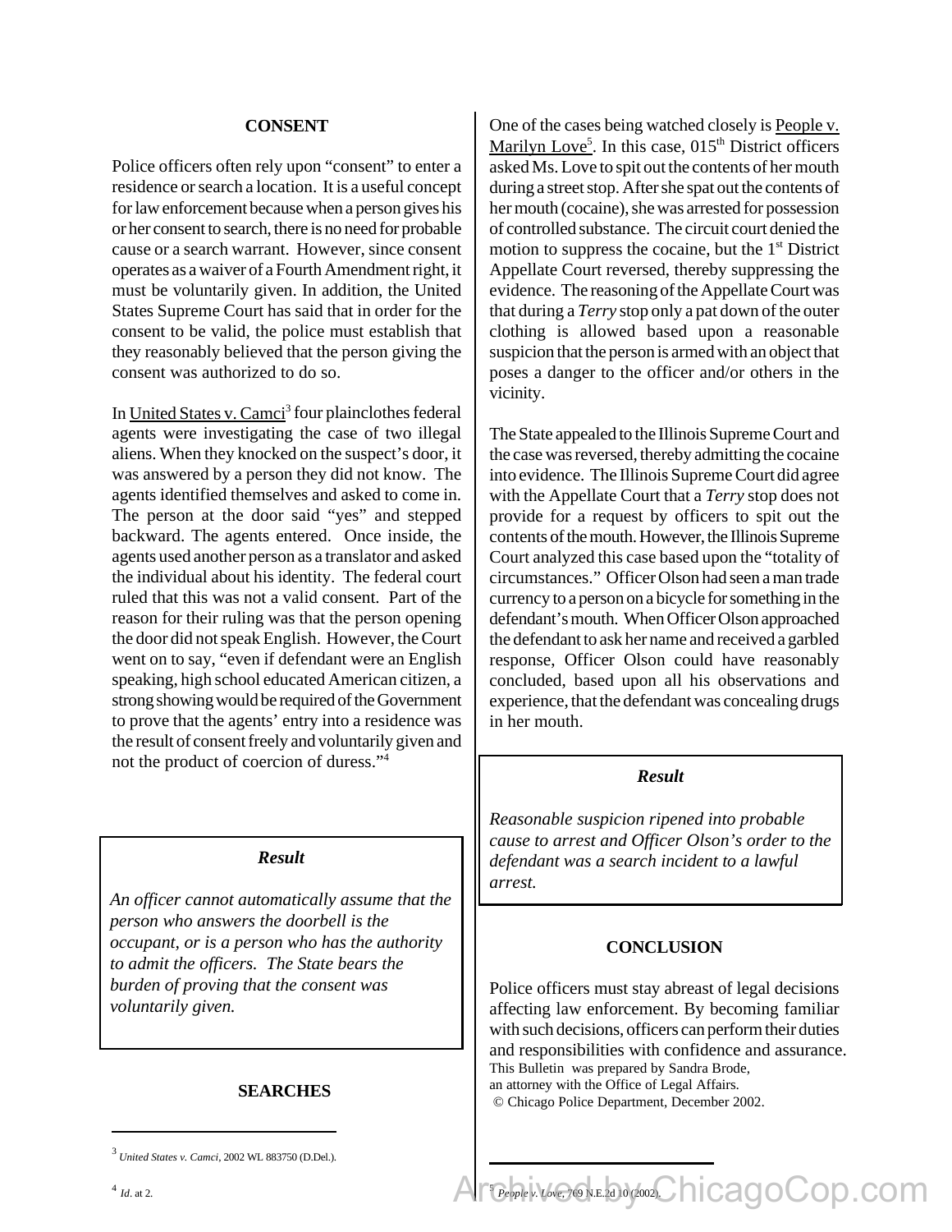## CONSENT

Police officers often rely upon "consent" to enter a residence or search a location. It is a useful concept for law enforcement because when a person gives his or her consent to search, there is no need for probable cause or a search warrant. However, since consent operates as a waiver of a Fourth Amendment right, it must be voluntarily given. In addition, the United States Supreme Court has said that in order for the consent to be valid, the police must establish that they reasonably believed that the person giving the consent was authorized to do so.

In United States v. Camci[3] four plainclothes federal agents were investigating the case of two illegal aliens. When they knocked on the suspect's door, it was answered by a person they did not know. The agents identified themselves and asked to come in. The person at the door said "yes" and stepped backward. The agents entered. Once inside, the agents used another person as a translator and asked the individual about his identity. The federal court ruled that this was not a valid consent. Part of the reason for their ruling was that the person opening the door did not speak English. However, the Court went on to say, "even if defendant were an English speaking, high school educated American citizen, a strong showing would be required of the Government to prove that the agents' entry into a residence was the result of consent freely and voluntarily given and not the product of coercion of duress."[4]

### *Result*

*An officer cannot automatically assume that the person who answers the doorbell is the occupant, or is a person who has the authority to admit the officers. The State bears the burden of proving that the consent was voluntarily given.*

## SEARCHES

One of the cases being watched closely is People v. Marilyn Love[5]. In this case, 015th District officers asked Ms. Love to spit out the contents of her mouth during a street stop. After she spat out the contents of her mouth (cocaine), she was arrested for possession of controlled substance. The circuit court denied the motion to suppress the cocaine, but the 1st District Appellate Court reversed, thereby suppressing the evidence. The reasoning of the Appellate Court was that during a *Terry* stop only a pat down of the outer clothing is allowed based upon a reasonable suspicion that the person is armed with an object that poses a danger to the officer and/or others in the vicinity.

The State appealed to the Illinois Supreme Court and the case was reversed, thereby admitting the cocaine into evidence. The Illinois Supreme Court did agree with the Appellate Court that a *Terry* stop does not provide for a request by officers to spit out the contents of the mouth. However, the Illinois Supreme Court analyzed this case based upon the "totality of circumstances." Officer Olson had seen a man trade currency to a person on a bicycle for something in the defendant's mouth. When Officer Olson approached the defendant to ask her name and received a garbled response, Officer Olson could have reasonably concluded, based upon all his observations and experience, that the defendant was concealing drugs in her mouth.

### *Result*

*Reasonable suspicion ripened into probable cause to arrest and Officer Olson's order to the defendant was a search incident to a lawful arrest.*

## CONCLUSION

Police officers must stay abreast of legal decisions affecting law enforcement. By becoming familiar with such decisions, officers can perform their duties and responsibilities with confidence and assurance.

This Bulletin was prepared by Sandra Brode, an attorney with the Office of Legal Affairs.
© Chicago Police Department, December 2002.

---

[3] *United States v. Camci*, 2002 WL 883750 (D.Del.).

[4] *Id.* at 2.

[5] *People v. Love*, 769 N.E.2d 10 (2002).